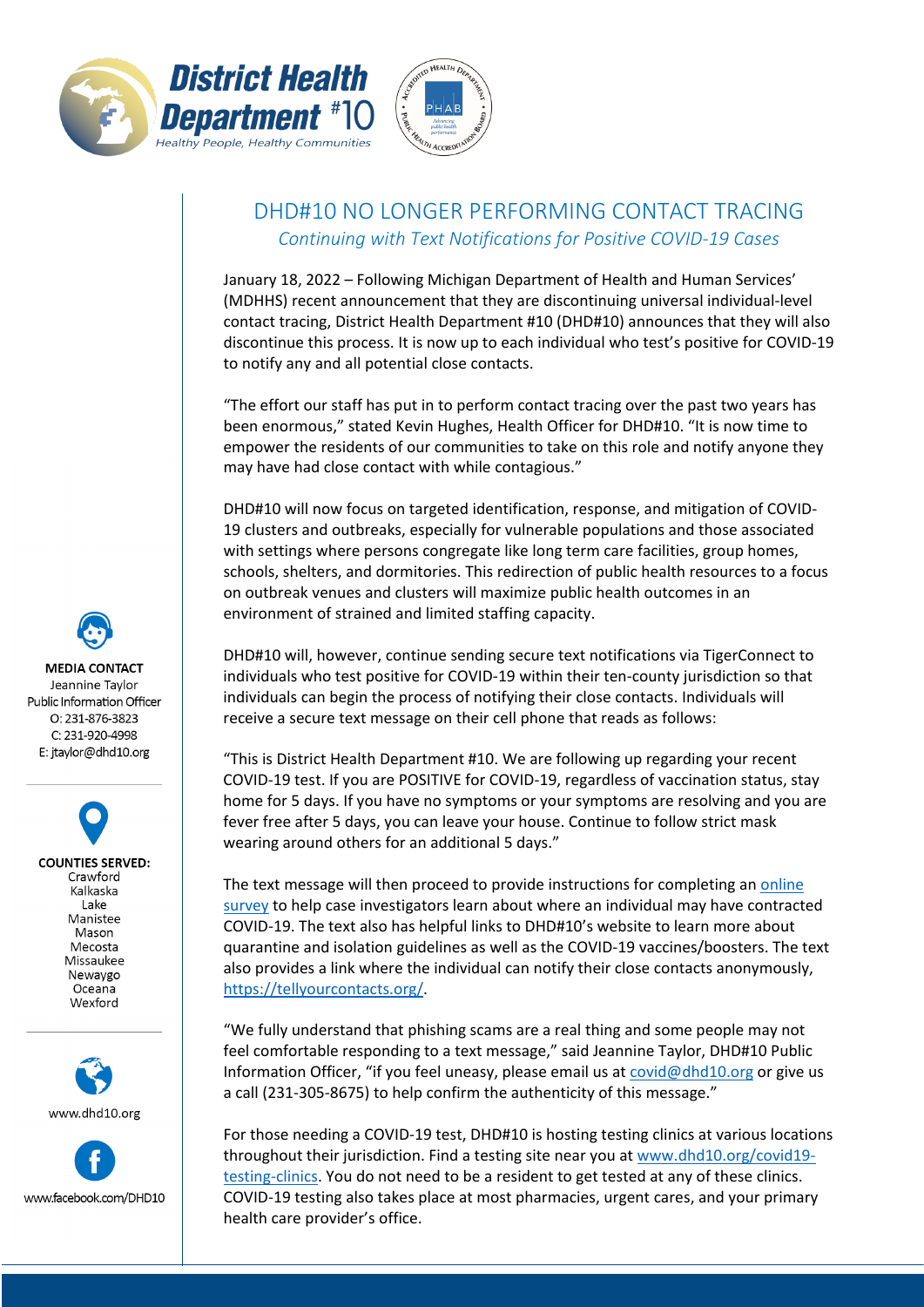**District Health Department #10**
*Healthy People, Healthy Communities*

# DHD#10 NO LONGER PERFORMING CONTACT TRACING

*Continuing with Text Notifications for Positive COVID-19 Cases*

January 18, 2022 – Following Michigan Department of Health and Human Services' (MDHHS) recent announcement that they are discontinuing universal individual-level contact tracing, District Health Department #10 (DHD#10) announces that they will also discontinue this process. It is now up to each individual who test's positive for COVID-19 to notify any and all potential close contacts.

"The effort our staff has put in to perform contact tracing over the past two years has been enormous," stated Kevin Hughes, Health Officer for DHD#10. "It is now time to empower the residents of our communities to take on this role and notify anyone they may have had close contact with while contagious."

DHD#10 will now focus on targeted identification, response, and mitigation of COVID-19 clusters and outbreaks, especially for vulnerable populations and those associated with settings where persons congregate like long term care facilities, group homes, schools, shelters, and dormitories. This redirection of public health resources to a focus on outbreak venues and clusters will maximize public health outcomes in an environment of strained and limited staffing capacity.

DHD#10 will, however, continue sending secure text notifications via TigerConnect to individuals who test positive for COVID-19 within their ten-county jurisdiction so that individuals can begin the process of notifying their close contacts. Individuals will receive a secure text message on their cell phone that reads as follows:

"This is District Health Department #10. We are following up regarding your recent COVID-19 test. If you are POSITIVE for COVID-19, regardless of vaccination status, stay home for 5 days. If you have no symptoms or your symptoms are resolving and you are fever free after 5 days, you can leave your house. Continue to follow strict mask wearing around others for an additional 5 days."

The text message will then proceed to provide instructions for completing an online survey to help case investigators learn about where an individual may have contracted COVID-19. The text also has helpful links to DHD#10's website to learn more about quarantine and isolation guidelines as well as the COVID-19 vaccines/boosters. The text also provides a link where the individual can notify their close contacts anonymously, https://tellyourcontacts.org/.

"We fully understand that phishing scams are a real thing and some people may not feel comfortable responding to a text message," said Jeannine Taylor, DHD#10 Public Information Officer, "if you feel uneasy, please email us at covid@dhd10.org or give us a call (231-305-8675) to help confirm the authenticity of this message."

For those needing a COVID-19 test, DHD#10 is hosting testing clinics at various locations throughout their jurisdiction. Find a testing site near you at www.dhd10.org/covid19-testing-clinics. You do not need to be a resident to get tested at any of these clinics. COVID-19 testing also takes place at most pharmacies, urgent cares, and your primary health care provider's office.

**MEDIA CONTACT**
Jeannine Taylor
Public Information Officer
O: 231-876-3823
C: 231-920-4998
E: jtaylor@dhd10.org

**COUNTIES SERVED:**
Crawford
Kalkaska
Lake
Manistee
Mason
Mecosta
Missaukee
Newaygo
Oceana
Wexford

www.dhd10.org

www.facebook.com/DHD10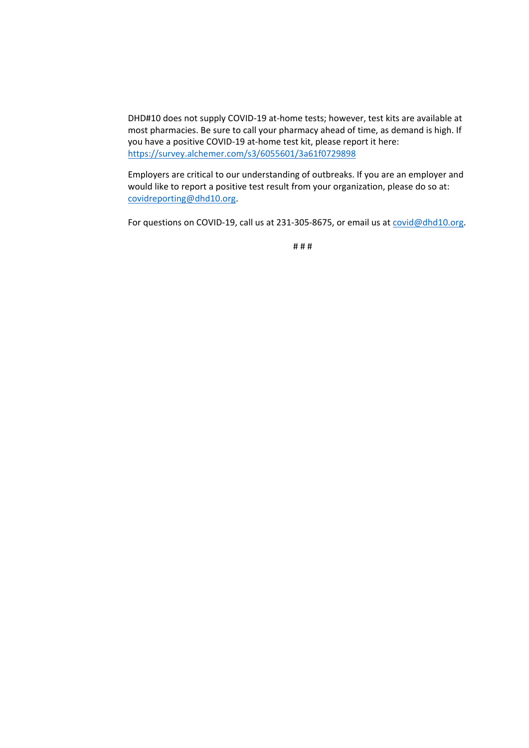DHD#10 does not supply COVID-19 at-home tests; however, test kits are available at most pharmacies. Be sure to call your pharmacy ahead of time, as demand is high. If you have a positive COVID-19 at-home test kit, please report it here: https://survey.alchemer.com/s3/6055601/3a61f0729898

Employers are critical to our understanding of outbreaks. If you are an employer and would like to report a positive test result from your organization, please do so at: covidreporting@dhd10.org.

For questions on COVID-19, call us at 231-305-8675, or email us at covid@dhd10.org.

# # #